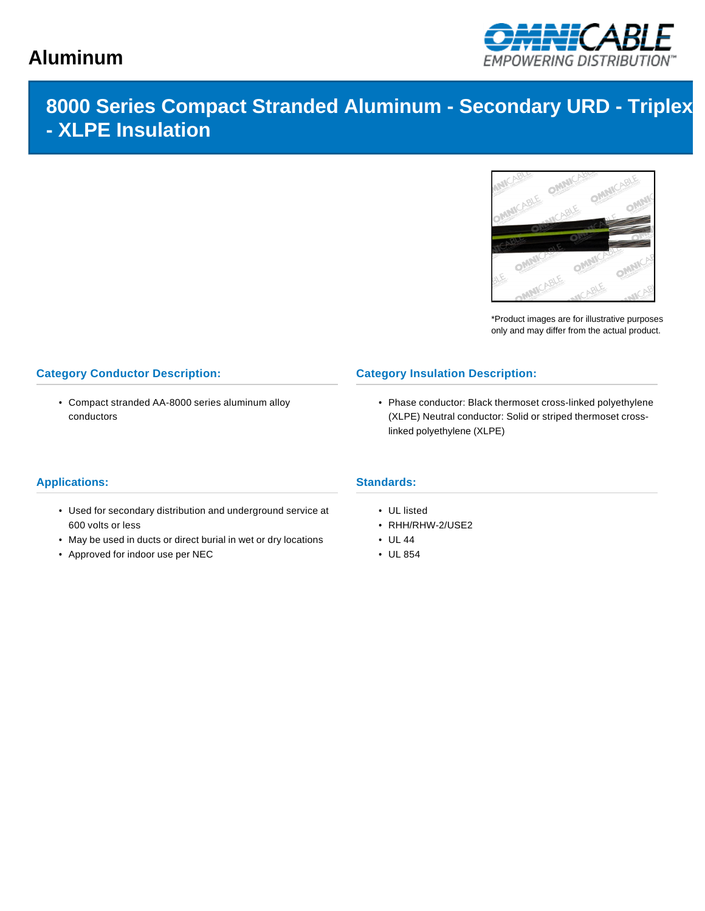# Aluminum

## 8000 Series Compact Stranded Aluminum - Secondary URD - Triplex - XLPE Insulation

*Product images are for illustrative purposes only and may differ from the actual product.

### Category Conductor Description:

- Compact stranded AA-8000 series aluminum alloy conductors

### Category Insulation Description:

- Phase conductor: Black thermoset cross-linked polyethylene (XLPE) Neutral conductor: Solid or striped thermoset cross-linked polyethylene (XLPE)

### Applications:

- Used for secondary distribution and underground service at 600 volts or less
- May be used in ducts or direct burial in wet or dry locations
- Approved for indoor use per NEC

### Standards:

- UL listed
- RHH/RHW-2/USE2
- UL 44
- UL 854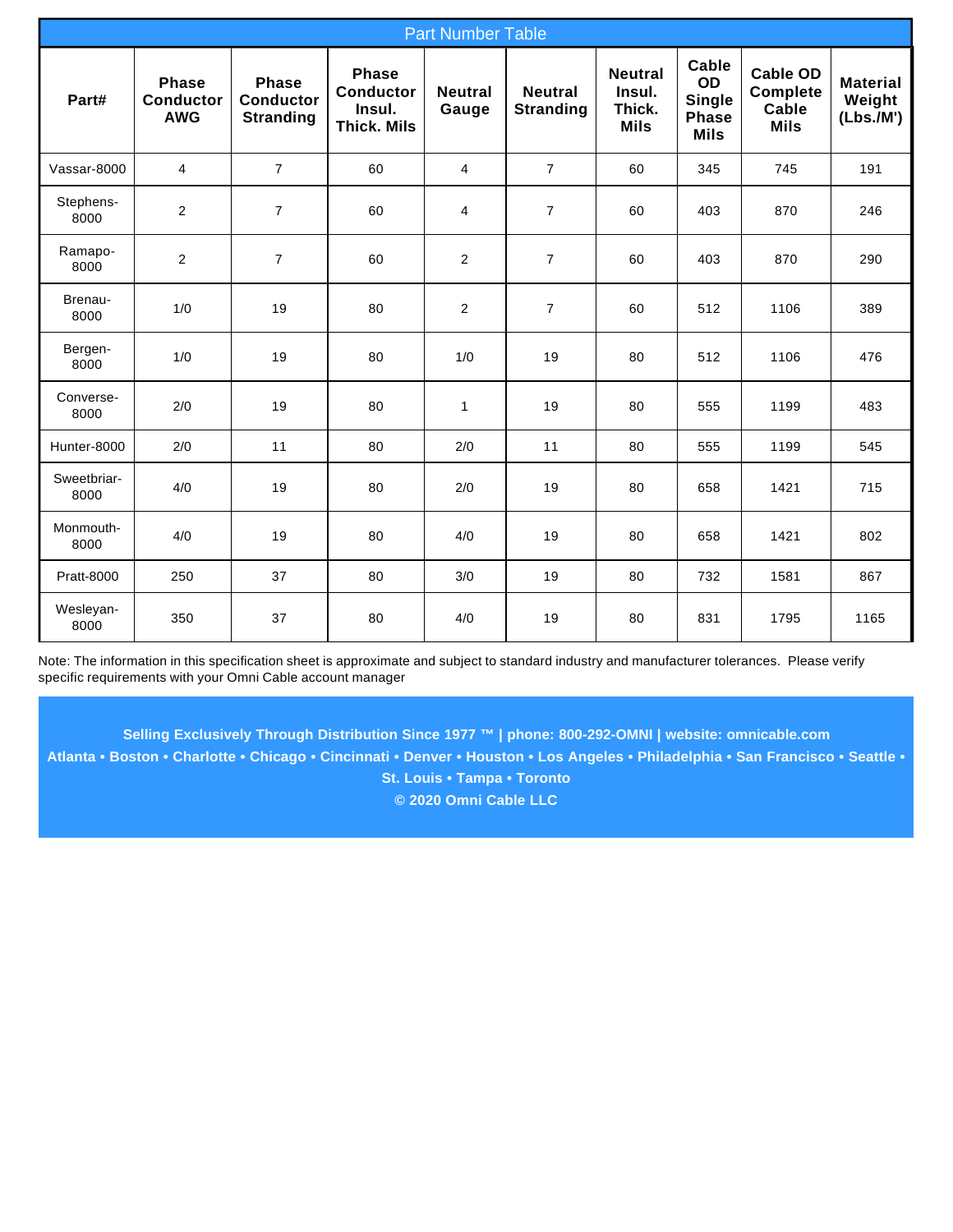## Part Number Table

| Part# | Phase Conductor AWG | Phase Conductor Stranding | Phase Conductor Insul. Thick. Mils | Neutral Gauge | Neutral Stranding | Neutral Insul. Thick. Mils | Cable OD Single Phase Mils | Cable OD Complete Cable Mils | Material Weight (Lbs./M') |
|---|---|---|---|---|---|---|---|---|---|
| Vassar-8000 | 4 | 7 | 60 | 4 | 7 | 60 | 345 | 745 | 191 |
| Stephens-8000 | 2 | 7 | 60 | 4 | 7 | 60 | 403 | 870 | 246 |
| Ramapo-8000 | 2 | 7 | 60 | 2 | 7 | 60 | 403 | 870 | 290 |
| Brenau-8000 | 1/0 | 19 | 80 | 2 | 7 | 60 | 512 | 1106 | 389 |
| Bergen-8000 | 1/0 | 19 | 80 | 1/0 | 19 | 80 | 512 | 1106 | 476 |
| Converse-8000 | 2/0 | 19 | 80 | 1 | 19 | 80 | 555 | 1199 | 483 |
| Hunter-8000 | 2/0 | 11 | 80 | 2/0 | 11 | 80 | 555 | 1199 | 545 |
| Sweetbriar-8000 | 4/0 | 19 | 80 | 2/0 | 19 | 80 | 658 | 1421 | 715 |
| Monmouth-8000 | 4/0 | 19 | 80 | 4/0 | 19 | 80 | 658 | 1421 | 802 |
| Pratt-8000 | 250 | 37 | 80 | 3/0 | 19 | 80 | 732 | 1581 | 867 |
| Wesleyan-8000 | 350 | 37 | 80 | 4/0 | 19 | 80 | 831 | 1795 | 1165 |

Note: The information in this specification sheet is approximate and subject to standard industry and manufacturer tolerances. Please verify specific requirements with your Omni Cable account manager

**Selling Exclusively Through Distribution Since 1977 ™ | phone: 800-292-OMNI | website: omnicable.com**
**Atlanta • Boston • Charlotte • Chicago • Cincinnati • Denver • Houston • Los Angeles • Philadelphia • San Francisco • Seattle • St. Louis • Tampa • Toronto**
**© 2020 Omni Cable LLC**